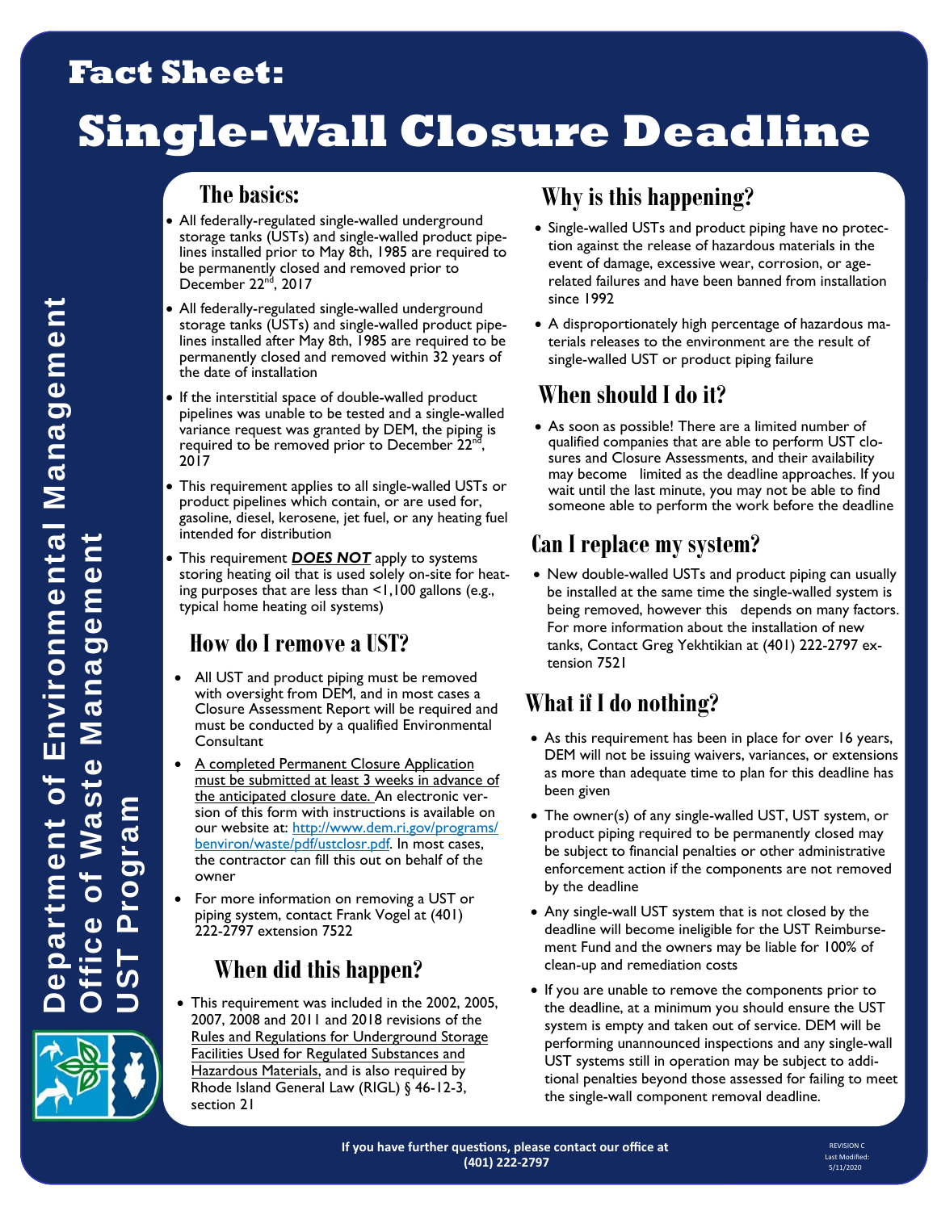# Fact Sheet:

# Single-Wall Closure Deadline

**Department of Environmental Management**
**Office of Waste Management**
**UST Program**

## The basics:

- All federally-regulated single-walled underground storage tanks (USTs) and single-walled product pipelines installed prior to May 8th, 1985 are required to be permanently closed and removed prior to December 22nd, 2017
- All federally-regulated single-walled underground storage tanks (USTs) and single-walled product pipelines installed after May 8th, 1985 are required to be permanently closed and removed within 32 years of the date of installation
- If the interstitial space of double-walled product pipelines was unable to be tested and a single-walled variance request was granted by DEM, the piping is required to be removed prior to December 22nd, 2017
- This requirement applies to all single-walled USTs or product pipelines which contain, or are used for, gasoline, diesel, kerosene, jet fuel, or any heating fuel intended for distribution
- This requirement ***DOES NOT*** apply to systems storing heating oil that is used solely on-site for heating purposes that are less than <1,100 gallons (e.g., typical home heating oil systems)

## How do I remove a UST?

- All UST and product piping must be removed with oversight from DEM, and in most cases a Closure Assessment Report will be required and must be conducted by a qualified Environmental Consultant
- A completed Permanent Closure Application must be submitted at least 3 weeks in advance of the anticipated closure date. An electronic version of this form with instructions is available on our website at: http://www.dem.ri.gov/programs/benviron/waste/pdf/ustclosr.pdf. In most cases, the contractor can fill this out on behalf of the owner
- For more information on removing a UST or piping system, contact Frank Vogel at (401) 222-2797 extension 7522

## When did this happen?

- This requirement was included in the 2002, 2005, 2007, 2008 and 2011 and 2018 revisions of the Rules and Regulations for Underground Storage Facilities Used for Regulated Substances and Hazardous Materials, and is also required by Rhode Island General Law (RIGL) § 46-12-3, section 21

## Why is this happening?

- Single-walled USTs and product piping have no protection against the release of hazardous materials in the event of damage, excessive wear, corrosion, or age-related failures and have been banned from installation since 1992
- A disproportionately high percentage of hazardous materials releases to the environment are the result of single-walled UST or product piping failure

## When should I do it?

- As soon as possible! There are a limited number of qualified companies that are able to perform UST closures and Closure Assessments, and their availability may become limited as the deadline approaches. If you wait until the last minute, you may not be able to find someone able to perform the work before the deadline

## Can I replace my system?

- New double-walled USTs and product piping can usually be installed at the same time the single-walled system is being removed, however this depends on many factors. For more information about the installation of new tanks, Contact Greg Yekhtikian at (401) 222-2797 extension 7521

## What if I do nothing?

- As this requirement has been in place for over 16 years, DEM will not be issuing waivers, variances, or extensions as more than adequate time to plan for this deadline has been given
- The owner(s) of any single-walled UST, UST system, or product piping required to be permanently closed may be subject to financial penalties or other administrative enforcement action if the components are not removed by the deadline
- Any single-wall UST system that is not closed by the deadline will become ineligible for the UST Reimbursement Fund and the owners may be liable for 100% of clean-up and remediation costs
- If you are unable to remove the components prior to the deadline, at a minimum you should ensure the UST system is empty and taken out of service. DEM will be performing unannounced inspections and any single-wall UST systems still in operation may be subject to additional penalties beyond those assessed for failing to meet the single-wall component removal deadline.

**If you have further questions, please contact our office at (401) 222-2797**

REVISION C
Last Modified: 5/11/2020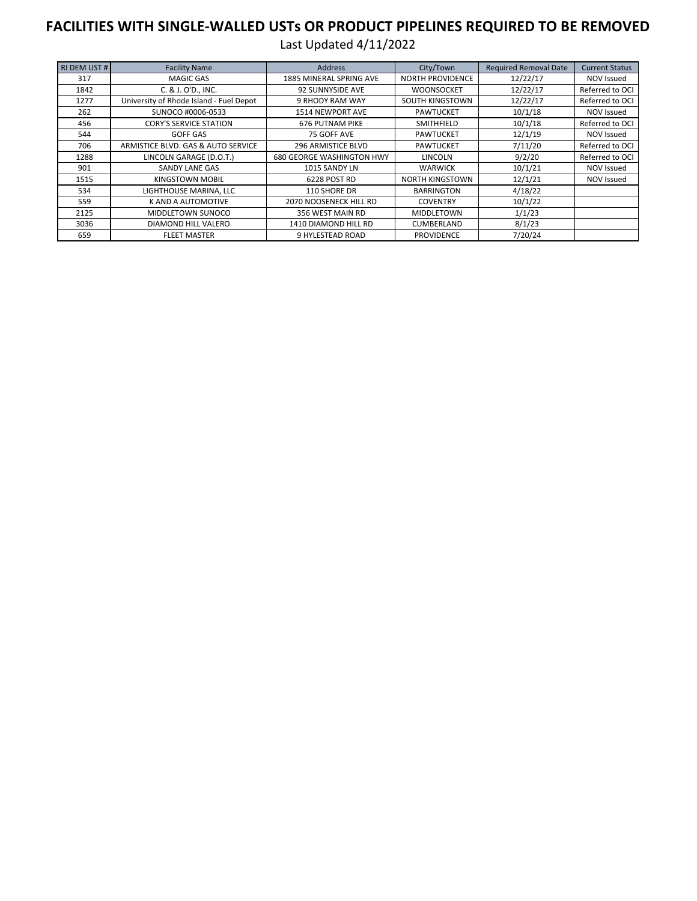# FACILITIES WITH SINGLE-WALLED USTs OR PRODUCT PIPELINES REQUIRED TO BE REMOVED

Last Updated 4/11/2022

| RI DEM UST # | Facility Name | Address | City/Town | Required Removal Date | Current Status |
|---|---|---|---|---|---|
| 317 | MAGIC GAS | 1885 MINERAL SPRING AVE | NORTH PROVIDENCE | 12/22/17 | NOV Issued |
| 1842 | C. & J. O'D., INC. | 92 SUNNYSIDE AVE | WOONSOCKET | 12/22/17 | Referred to OCI |
| 1277 | University of Rhode Island - Fuel Depot | 9 RHODY RAM WAY | SOUTH KINGSTOWN | 12/22/17 | Referred to OCI |
| 262 | SUNOCO #0006-0533 | 1514 NEWPORT AVE | PAWTUCKET | 10/1/18 | NOV Issued |
| 456 | CORY'S SERVICE STATION | 676 PUTNAM PIKE | SMITHFIELD | 10/1/18 | Referred to OCI |
| 544 | GOFF GAS | 75 GOFF AVE | PAWTUCKET | 12/1/19 | NOV Issued |
| 706 | ARMISTICE BLVD. GAS & AUTO SERVICE | 296 ARMISTICE BLVD | PAWTUCKET | 7/11/20 | Referred to OCI |
| 1288 | LINCOLN GARAGE (D.O.T.) | 680 GEORGE WASHINGTON HWY | LINCOLN | 9/2/20 | Referred to OCI |
| 901 | SANDY LANE GAS | 1015 SANDY LN | WARWICK | 10/1/21 | NOV Issued |
| 1515 | KINGSTOWN MOBIL | 6228 POST RD | NORTH KINGSTOWN | 12/1/21 | NOV Issued |
| 534 | LIGHTHOUSE MARINA, LLC | 110 SHORE DR | BARRINGTON | 4/18/22 | |
| 559 | K AND A AUTOMOTIVE | 2070 NOOSENECK HILL RD | COVENTRY | 10/1/22 | |
| 2125 | MIDDLETOWN SUNOCO | 356 WEST MAIN RD | MIDDLETOWN | 1/1/23 | |
| 3036 | DIAMOND HILL VALERO | 1410 DIAMOND HILL RD | CUMBERLAND | 8/1/23 | |
| 659 | FLEET MASTER | 9 HYLESTEAD ROAD | PROVIDENCE | 7/20/24 | |